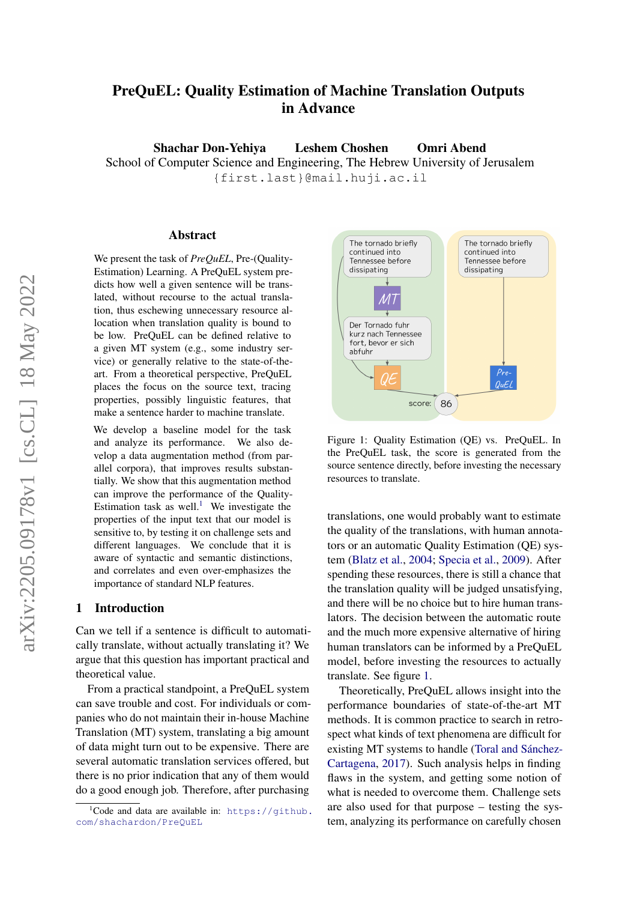# PreQuEL: Quality Estimation of Machine Translation Outputs in Advance

**Shachar Don-Yehiya  Leshem Choshen  Omri Abend**

School of Computer Science and Engineering, The Hebrew University of Jerusalem

{first.last}@mail.huji.ac.il

## Abstract

We present the task of *PreQuEL*, Pre-(Quality-Estimation) Learning. A PreQuEL system predicts how well a given sentence will be translated, without recourse to the actual translation, thus eschewing unnecessary resource allocation when translation quality is bound to be low. PreQuEL can be defined relative to a given MT system (e.g., some industry service) or generally relative to the state-of-the-art. From a theoretical perspective, PreQuEL places the focus on the source text, tracing properties, possibly linguistic features, that make a sentence harder to machine translate.

We develop a baseline model for the task and analyze its performance. We also develop a data augmentation method (from parallel corpora), that improves results substantially. We show that this augmentation method can improve the performance of the Quality-Estimation task as well.[1] We investigate the properties of the input text that our model is sensitive to, by testing it on challenge sets and different languages. We conclude that it is aware of syntactic and semantic distinctions, and correlates and even over-emphasizes the importance of standard NLP features.

## 1 Introduction

Can we tell if a sentence is difficult to automatically translate, without actually translating it? We argue that this question has important practical and theoretical value.

From a practical standpoint, a PreQuEL system can save trouble and cost. For individuals or companies who do not maintain their in-house Machine Translation (MT) system, translating a big amount of data might turn out to be expensive. There are several automatic translation services offered, but there is no prior indication that any of them would do a good enough job. Therefore, after purchasing translations, one would probably want to estimate the quality of the translations, with human annotators or an automatic Quality Estimation (QE) system (Blatz et al., 2004; Specia et al., 2009). After spending these resources, there is still a chance that the translation quality will be judged unsatisfying, and there will be no choice but to hire human translators. The decision between the automatic route and the much more expensive alternative of hiring human translators can be informed by a PreQuEL model, before investing the resources to actually translate. See figure 1.

Figure 1: Quality Estimation (QE) vs. PreQuEL. In the PreQuEL task, the score is generated from the source sentence directly, before investing the necessary resources to translate.

Theoretically, PreQuEL allows insight into the performance boundaries of state-of-the-art MT methods. It is common practice to search in retrospect what kinds of text phenomena are difficult for existing MT systems to handle (Toral and Sánchez-Cartagena, 2017). Such analysis helps in finding flaws in the system, and getting some notion of what is needed to overcome them. Challenge sets are also used for that purpose – testing the system, analyzing its performance on carefully chosen

[1] Code and data are available in: https://github.com/shachardon/PreQuEL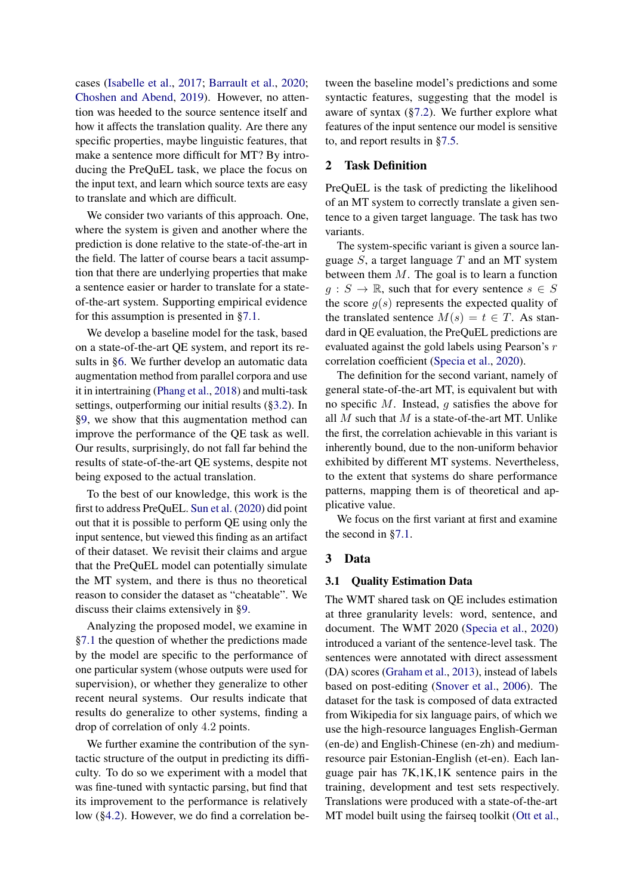cases (Isabelle et al., 2017; Barrault et al., 2020; Choshen and Abend, 2019). However, no attention was heeded to the source sentence itself and how it affects the translation quality. Are there any specific properties, maybe linguistic features, that make a sentence more difficult for MT? By introducing the PreQuEL task, we place the focus on the input text, and learn which source texts are easy to translate and which are difficult.

We consider two variants of this approach. One, where the system is given and another where the prediction is done relative to the state-of-the-art in the field. The latter of course bears a tacit assumption that there are underlying properties that make a sentence easier or harder to translate for a state-of-the-art system. Supporting empirical evidence for this assumption is presented in §7.1.

We develop a baseline model for the task, based on a state-of-the-art QE system, and report its results in §6. We further develop an automatic data augmentation method from parallel corpora and use it in intertraining (Phang et al., 2018) and multi-task settings, outperforming our initial results (§3.2). In §9, we show that this augmentation method can improve the performance of the QE task as well. Our results, surprisingly, do not fall far behind the results of state-of-the-art QE systems, despite not being exposed to the actual translation.

To the best of our knowledge, this work is the first to address PreQuEL. Sun et al. (2020) did point out that it is possible to perform QE using only the input sentence, but viewed this finding as an artifact of their dataset. We revisit their claims and argue that the PreQuEL model can potentially simulate the MT system, and there is thus no theoretical reason to consider the dataset as "cheatable". We discuss their claims extensively in §9.

Analyzing the proposed model, we examine in §7.1 the question of whether the predictions made by the model are specific to the performance of one particular system (whose outputs were used for supervision), or whether they generalize to other recent neural systems. Our results indicate that results do generalize to other systems, finding a drop of correlation of only 4.2 points.

We further examine the contribution of the syntactic structure of the output in predicting its difficulty. To do so we experiment with a model that was fine-tuned with syntactic parsing, but find that its improvement to the performance is relatively low (§4.2). However, we do find a correlation between the baseline model's predictions and some syntactic features, suggesting that the model is aware of syntax (§7.2). We further explore what features of the input sentence our model is sensitive to, and report results in §7.5.

## 2 Task Definition

PreQuEL is the task of predicting the likelihood of an MT system to correctly translate a given sentence to a given target language. The task has two variants.

The system-specific variant is given a source language $S$, a target language $T$ and an MT system between them $M$. The goal is to learn a function $g : S \to \mathbb{R}$, such that for every sentence $s \in S$ the score $g(s)$ represents the expected quality of the translated sentence $M(s) = t \in T$. As standard in QE evaluation, the PreQuEL predictions are evaluated against the gold labels using Pearson's $r$ correlation coefficient (Specia et al., 2020).

The definition for the second variant, namely of general state-of-the-art MT, is equivalent but with no specific $M$. Instead, $g$ satisfies the above for all $M$ such that $M$ is a state-of-the-art MT. Unlike the first, the correlation achievable in this variant is inherently bound, due to the non-uniform behavior exhibited by different MT systems. Nevertheless, to the extent that systems do share performance patterns, mapping them is of theoretical and applicative value.

We focus on the first variant at first and examine the second in §7.1.

## 3 Data

### 3.1 Quality Estimation Data

The WMT shared task on QE includes estimation at three granularity levels: word, sentence, and document. The WMT 2020 (Specia et al., 2020) introduced a variant of the sentence-level task. The sentences were annotated with direct assessment (DA) scores (Graham et al., 2013), instead of labels based on post-editing (Snover et al., 2006). The dataset for the task is composed of data extracted from Wikipedia for six language pairs, of which we use the high-resource languages English-German (en-de) and English-Chinese (en-zh) and medium-resource pair Estonian-English (et-en). Each language pair has 7K,1K,1K sentence pairs in the training, development and test sets respectively. Translations were produced with a state-of-the-art MT model built using the fairseq toolkit (Ott et al.,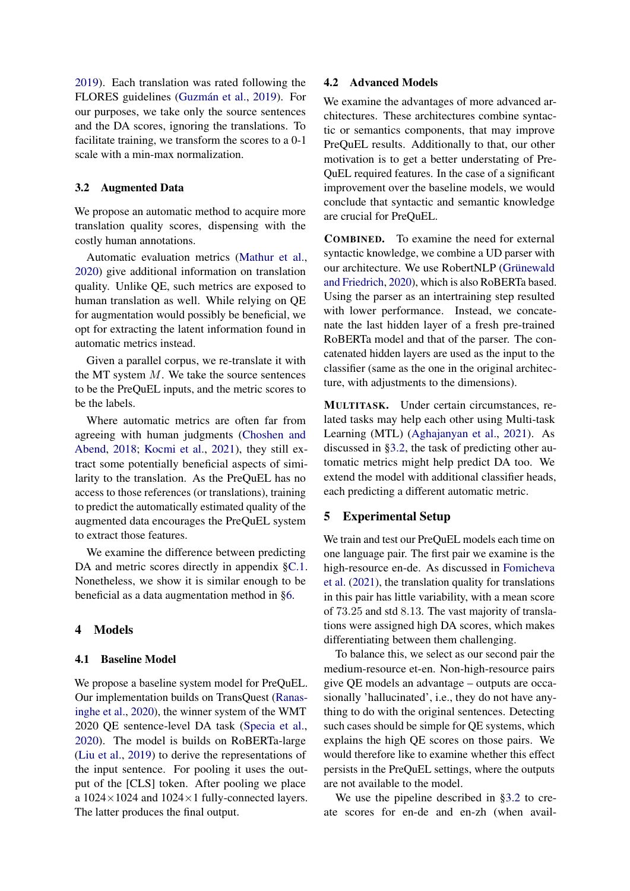2019). Each translation was rated following the FLORES guidelines (Guzmán et al., 2019). For our purposes, we take only the source sentences and the DA scores, ignoring the translations. To facilitate training, we transform the scores to a 0-1 scale with a min-max normalization.

### 3.2 Augmented Data

We propose an automatic method to acquire more translation quality scores, dispensing with the costly human annotations.

Automatic evaluation metrics (Mathur et al., 2020) give additional information on translation quality. Unlike QE, such metrics are exposed to human translation as well. While relying on QE for augmentation would possibly be beneficial, we opt for extracting the latent information found in automatic metrics instead.

Given a parallel corpus, we re-translate it with the MT system $M$. We take the source sentences to be the PreQuEL inputs, and the metric scores to be the labels.

Where automatic metrics are often far from agreeing with human judgments (Choshen and Abend, 2018; Kocmi et al., 2021), they still extract some potentially beneficial aspects of similarity to the translation. As the PreQuEL has no access to those references (or translations), training to predict the automatically estimated quality of the augmented data encourages the PreQuEL system to extract those features.

We examine the difference between predicting DA and metric scores directly in appendix §C.1. Nonetheless, we show it is similar enough to be beneficial as a data augmentation method in §6.

## 4 Models

### 4.1 Baseline Model

We propose a baseline system model for PreQuEL. Our implementation builds on TransQuest (Ranasinghe et al., 2020), the winner system of the WMT 2020 QE sentence-level DA task (Specia et al., 2020). The model is builds on RoBERTa-large (Liu et al., 2019) to derive the representations of the input sentence. For pooling it uses the output of the [CLS] token. After pooling we place a $1024 \times 1024$ and $1024 \times 1$ fully-connected layers. The latter produces the final output.

### 4.2 Advanced Models

We examine the advantages of more advanced architectures. These architectures combine syntactic or semantics components, that may improve PreQuEL results. Additionally to that, our other motivation is to get a better understating of PreQuEL required features. In the case of a significant improvement over the baseline models, we would conclude that syntactic and semantic knowledge are crucial for PreQuEL.

**COMBINED.** To examine the need for external syntactic knowledge, we combine a UD parser with our architecture. We use RobertNLP (Grünewald and Friedrich, 2020), which is also RoBERTa based. Using the parser as an intertraining step resulted with lower performance. Instead, we concatenate the last hidden layer of a fresh pre-trained RoBERTa model and that of the parser. The concatenated hidden layers are used as the input to the classifier (same as the one in the original architecture, with adjustments to the dimensions).

**MULTITASK.** Under certain circumstances, related tasks may help each other using Multi-task Learning (MTL) (Aghajanyan et al., 2021). As discussed in §3.2, the task of predicting other automatic metrics might help predict DA too. We extend the model with additional classifier heads, each predicting a different automatic metric.

## 5 Experimental Setup

We train and test our PreQuEL models each time on one language pair. The first pair we examine is the high-resource en-de. As discussed in Fomicheva et al. (2021), the translation quality for translations in this pair has little variability, with a mean score of 73.25 and std 8.13. The vast majority of translations were assigned high DA scores, which makes differentiating between them challenging.

To balance this, we select as our second pair the medium-resource et-en. Non-high-resource pairs give QE models an advantage – outputs are occasionally 'hallucinated', i.e., they do not have anything to do with the original sentences. Detecting such cases should be simple for QE systems, which explains the high QE scores on those pairs. We would therefore like to examine whether this effect persists in the PreQuEL settings, where the outputs are not available to the model.

We use the pipeline described in §3.2 to create scores for en-de and en-zh (when avail-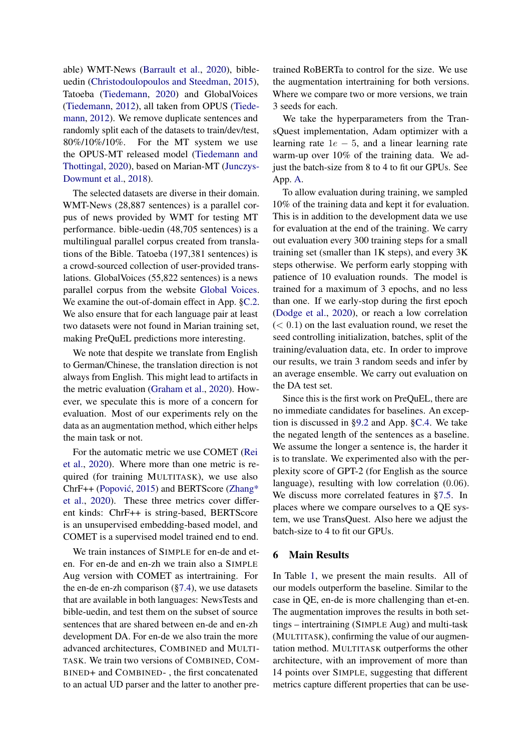able) WMT-News (Barrault et al., 2020), bible-uedin (Christodoulopoulos and Steedman, 2015), Tatoeba (Tiedemann, 2020) and GlobalVoices (Tiedemann, 2012), all taken from OPUS (Tiedemann, 2012). We remove duplicate sentences and randomly split each of the datasets to train/dev/test, 80%/10%/10%. For the MT system we use the OPUS-MT released model (Tiedemann and Thottingal, 2020), based on Marian-MT (Junczys-Dowmunt et al., 2018).

The selected datasets are diverse in their domain. WMT-News (28,887 sentences) is a parallel corpus of news provided by WMT for testing MT performance. bible-uedin (48,705 sentences) is a multilingual parallel corpus created from translations of the Bible. Tatoeba (197,381 sentences) is a crowd-sourced collection of user-provided translations. GlobalVoices (55,822 sentences) is a news parallel corpus from the website Global Voices. We examine the out-of-domain effect in App. §C.2. We also ensure that for each language pair at least two datasets were not found in Marian training set, making PreQuEL predictions more interesting.

We note that despite we translate from English to German/Chinese, the translation direction is not always from English. This might lead to artifacts in the metric evaluation (Graham et al., 2020). However, we speculate this is more of a concern for evaluation. Most of our experiments rely on the data as an augmentation method, which either helps the main task or not.

For the automatic metric we use COMET (Rei et al., 2020). Where more than one metric is required (for training MULTITASK), we use also ChrF++ (Popović, 2015) and BERTScore (Zhang* et al., 2020). These three metrics cover different kinds: ChrF++ is string-based, BERTScore is an unsupervised embedding-based model, and COMET is a supervised model trained end to end.

We train instances of SIMPLE for en-de and et-en. For en-de and en-zh we train also a SIMPLE Aug version with COMET as intertraining. For the en-de en-zh comparison (§7.4), we use datasets that are available in both languages: NewsTests and bible-uedin, and test them on the subset of source sentences that are shared between en-de and en-zh development DA. For en-de we also train the more advanced architectures, COMBINED and MULTITASK. We train two versions of COMBINED, COMBINED+ and COMBINED- , the first concatenated to an actual UD parser and the latter to another pre-trained RoBERTa to control for the size. We use the augmentation intertraining for both versions. Where we compare two or more versions, we train 3 seeds for each.

We take the hyperparameters from the TransQuest implementation, Adam optimizer with a learning rate $1e-5$, and a linear learning rate warm-up over 10% of the training data. We adjust the batch-size from 8 to 4 to fit our GPUs. See App. A.

To allow evaluation during training, we sampled 10% of the training data and kept it for evaluation. This is in addition to the development data we use for evaluation at the end of the training. We carry out evaluation every 300 training steps for a small training set (smaller than 1K steps), and every 3K steps otherwise. We perform early stopping with patience of 10 evaluation rounds. The model is trained for a maximum of 3 epochs, and no less than one. If we early-stop during the first epoch (Dodge et al., 2020), or reach a low correlation ($< 0.1$) on the last evaluation round, we reset the seed controlling initialization, batches, split of the training/evaluation data, etc. In order to improve our results, we train 3 random seeds and infer by an average ensemble. We carry out evaluation on the DA test set.

Since this is the first work on PreQuEL, there are no immediate candidates for baselines. An exception is discussed in §9.2 and App. §C.4. We take the negated length of the sentences as a baseline. We assume the longer a sentence is, the harder it is to translate. We experimented also with the perplexity score of GPT-2 (for English as the source language), resulting with low correlation (0.06). We discuss more correlated features in §7.5. In places where we compare ourselves to a QE system, we use TransQuest. Also here we adjust the batch-size to 4 to fit our GPUs.

## 6 Main Results

In Table 1, we present the main results. All of our models outperform the baseline. Similar to the case in QE, en-de is more challenging than et-en. The augmentation improves the results in both settings – intertraining (SIMPLE Aug) and multi-task (MULTITASK), confirming the value of our augmentation method. MULTITASK outperforms the other architecture, with an improvement of more than 14 points over SIMPLE, suggesting that different metrics capture different properties that can be use-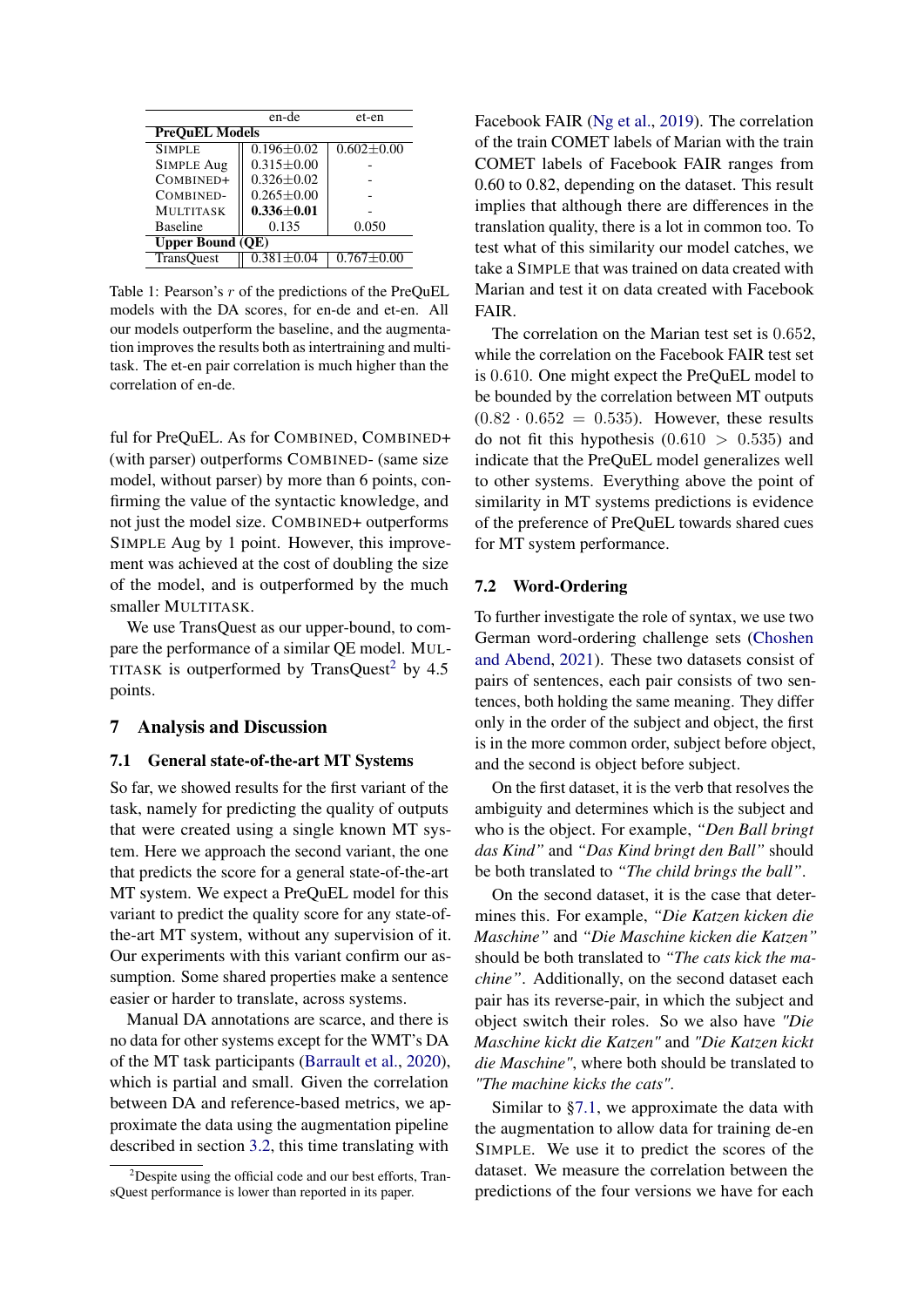| | en-de | et-en |
|---|---|---|
| **PreQuEL Models** | | |
| SIMPLE | 0.196±0.02 | 0.602±0.00 |
| SIMPLE Aug | 0.315±0.00 | - |
| COMBINED+ | 0.326±0.02 | - |
| COMBINED- | 0.265±0.00 | - |
| MULTITASK | **0.336±0.01** | - |
| Baseline | 0.135 | 0.050 |
| **Upper Bound (QE)** | | |
| TransQuest | 0.381±0.04 | 0.767±0.00 |

Table 1: Pearson's $r$ of the predictions of the PreQuEL models with the DA scores, for en-de and et-en. All our models outperform the baseline, and the augmentation improves the results both as intertraining and multitask. The et-en pair correlation is much higher than the correlation of en-de.

ful for PreQuEL. As for COMBINED, COMBINED+ (with parser) outperforms COMBINED- (same size model, without parser) by more than 6 points, confirming the value of the syntactic knowledge, and not just the model size. COMBINED+ outperforms SIMPLE Aug by 1 point. However, this improvement was achieved at the cost of doubling the size of the model, and is outperformed by the much smaller MULTITASK.

We use TransQuest as our upper-bound, to compare the performance of a similar QE model. MULTITASK is outperformed by TransQuest[2] by 4.5 points.

## 7 Analysis and Discussion

### 7.1 General state-of-the-art MT Systems

So far, we showed results for the first variant of the task, namely for predicting the quality of outputs that were created using a single known MT system. Here we approach the second variant, the one that predicts the score for a general state-of-the-art MT system. We expect a PreQuEL model for this variant to predict the quality score for any state-of-the-art MT system, without any supervision of it. Our experiments with this variant confirm our assumption. Some shared properties make a sentence easier or harder to translate, across systems.

Manual DA annotations are scarce, and there is no data for other systems except for the WMT's DA of the MT task participants (Barrault et al., 2020), which is partial and small. Given the correlation between DA and reference-based metrics, we approximate the data using the augmentation pipeline described in section 3.2, this time translating with Facebook FAIR (Ng et al., 2019). The correlation of the train COMET labels of Marian with the train COMET labels of Facebook FAIR ranges from 0.60 to 0.82, depending on the dataset. This result implies that although there are differences in the translation quality, there is a lot in common too. To test what of this similarity our model catches, we take a SIMPLE that was trained on data created with Marian and test it on data created with Facebook FAIR.

The correlation on the Marian test set is 0.652, while the correlation on the Facebook FAIR test set is 0.610. One might expect the PreQuEL model to be bounded by the correlation between MT outputs ($0.82 \cdot 0.652 = 0.535$). However, these results do not fit this hypothesis ($0.610 > 0.535$) and indicate that the PreQuEL model generalizes well to other systems. Everything above the point of similarity in MT systems predictions is evidence of the preference of PreQuEL towards shared cues for MT system performance.

### 7.2 Word-Ordering

To further investigate the role of syntax, we use two German word-ordering challenge sets (Choshen and Abend, 2021). These two datasets consist of pairs of sentences, each pair consists of two sentences, both holding the same meaning. They differ only in the order of the subject and object, the first is in the more common order, subject before object, and the second is object before subject.

On the first dataset, it is the verb that resolves the ambiguity and determines which is the subject and who is the object. For example, *"Den Ball bringt das Kind"* and *"Das Kind bringt den Ball"* should be both translated to *"The child brings the ball"*.

On the second dataset, it is the case that determines this. For example, *"Die Katzen kicken die Maschine"* and *"Die Maschine kicken die Katzen"* should be both translated to *"The cats kick the machine"*. Additionally, on the second dataset each pair has its reverse-pair, in which the subject and object switch their roles. So we also have *"Die Maschine kickt die Katzen"* and *"Die Katzen kickt die Maschine"*, where both should be translated to *"The machine kicks the cats"*.

Similar to §7.1, we approximate the data with the augmentation to allow data for training de-en SIMPLE. We use it to predict the scores of the dataset. We measure the correlation between the predictions of the four versions we have for each

[2] Despite using the official code and our best efforts, TransQuest performance is lower than reported in its paper.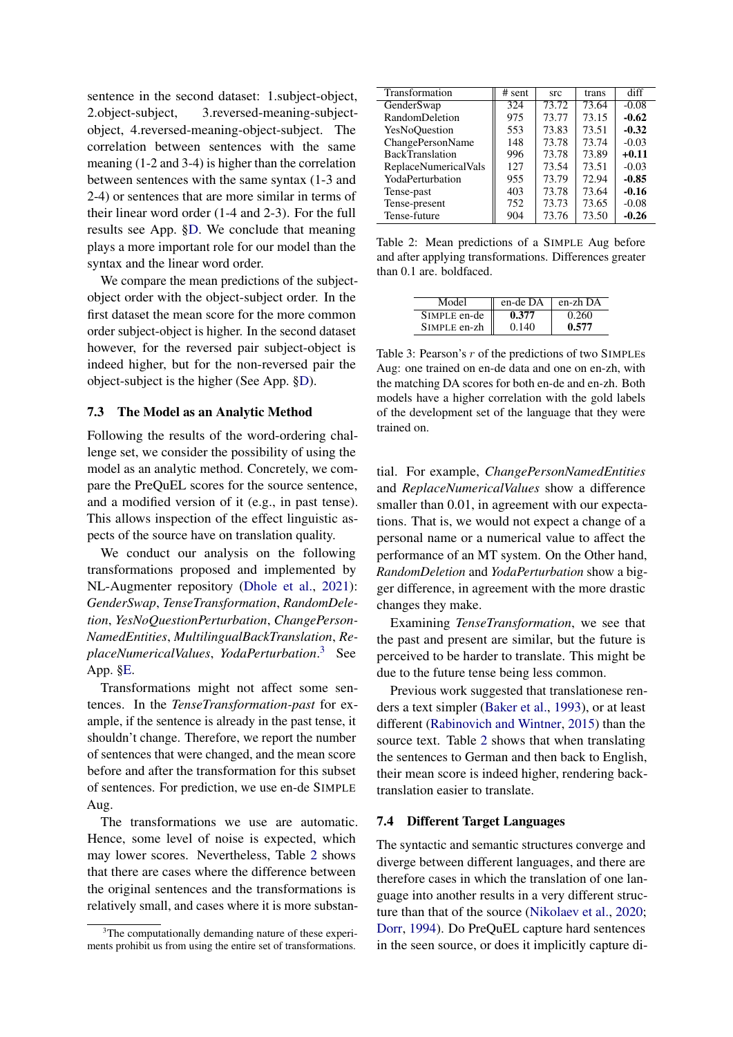sentence in the second dataset: 1.subject-object, 2.object-subject, 3.reversed-meaning-subject-object, 4.reversed-meaning-object-subject. The correlation between sentences with the same meaning (1-2 and 3-4) is higher than the correlation between sentences with the same syntax (1-3 and 2-4) or sentences that are more similar in terms of their linear word order (1-4 and 2-3). For the full results see App. §D. We conclude that meaning plays a more important role for our model than the syntax and the linear word order.

We compare the mean predictions of the subject-object order with the object-subject order. In the first dataset the mean score for the more common order subject-object is higher. In the second dataset however, for the reversed pair subject-object is indeed higher, but for the non-reversed pair the object-subject is the higher (See App. §D).

### 7.3 The Model as an Analytic Method

Following the results of the word-ordering challenge set, we consider the possibility of using the model as an analytic method. Concretely, we compare the PreQuEL scores for the source sentence, and a modified version of it (e.g., in past tense). This allows inspection of the effect linguistic aspects of the source have on translation quality.

We conduct our analysis on the following transformations proposed and implemented by NL-Augmenter repository (Dhole et al., 2021): *GenderSwap*, *TenseTransformation*, *RandomDeletion*, *YesNoQuestionPerturbation*, *ChangePersonNamedEntities*, *MultilingualBackTranslation*, *ReplaceNumericalValues*, *YodaPerturbation*.[3] See App. §E.

Transformations might not affect some sentences. In the *TenseTransformation-past* for example, if the sentence is already in the past tense, it shouldn't change. Therefore, we report the number of sentences that were changed, and the mean score before and after the transformation for this subset of sentences. For prediction, we use en-de SIMPLE Aug.

The transformations we use are automatic. Hence, some level of noise is expected, which may lower scores. Nevertheless, Table 2 shows that there are cases where the difference between the original sentences and the transformations is relatively small, and cases where it is more substantial. For example, *ChangePersonNamedEntities* and *ReplaceNumericalValues* show a difference smaller than 0.01, in agreement with our expectations. That is, we would not expect a change of a personal name or a numerical value to affect the performance of an MT system. On the Other hand, *RandomDeletion* and *YodaPerturbation* show a bigger difference, in agreement with the more drastic changes they make.

| Transformation | # sent | src | trans | diff |
|---|---|---|---|---|
| GenderSwap | 324 | 73.72 | 73.64 | -0.08 |
| RandomDeletion | 975 | 73.77 | 73.15 | **-0.62** |
| YesNoQuestion | 553 | 73.83 | 73.51 | **-0.32** |
| ChangePersonName | 148 | 73.78 | 73.74 | -0.03 |
| BackTranslation | 996 | 73.78 | 73.89 | **+0.11** |
| ReplaceNumericalVals | 127 | 73.54 | 73.51 | -0.03 |
| YodaPerturbation | 955 | 73.79 | 72.94 | **-0.85** |
| Tense-past | 403 | 73.78 | 73.64 | **-0.16** |
| Tense-present | 752 | 73.73 | 73.65 | -0.08 |
| Tense-future | 904 | 73.76 | 73.50 | **-0.26** |

Table 2: Mean predictions of a SIMPLE Aug before and after applying transformations. Differences greater than 0.1 are. boldfaced.

| Model | en-de DA | en-zh DA |
|---|---|---|
| SIMPLE en-de | **0.377** | 0.260 |
| SIMPLE en-zh | 0.140 | **0.577** |

Table 3: Pearson's $r$ of the predictions of two SIMPLEs Aug: one trained on en-de data and one on en-zh, with the matching DA scores for both en-de and en-zh. Both models have a higher correlation with the gold labels of the development set of the language that they were trained on.

Examining *TenseTransformation*, we see that the past and present are similar, but the future is perceived to be harder to translate. This might be due to the future tense being less common.

Previous work suggested that translationese renders a text simpler (Baker et al., 1993), or at least different (Rabinovich and Wintner, 2015) than the source text. Table 2 shows that when translating the sentences to German and then back to English, their mean score is indeed higher, rendering back-translation easier to translate.

### 7.4 Different Target Languages

The syntactic and semantic structures converge and diverge between different languages, and there are therefore cases in which the translation of one language into another results in a very different structure than that of the source (Nikolaev et al., 2020; Dorr, 1994). Do PreQuEL capture hard sentences in the seen source, or does it implicitly capture di-

[3] The computationally demanding nature of these experiments prohibit us from using the entire set of transformations.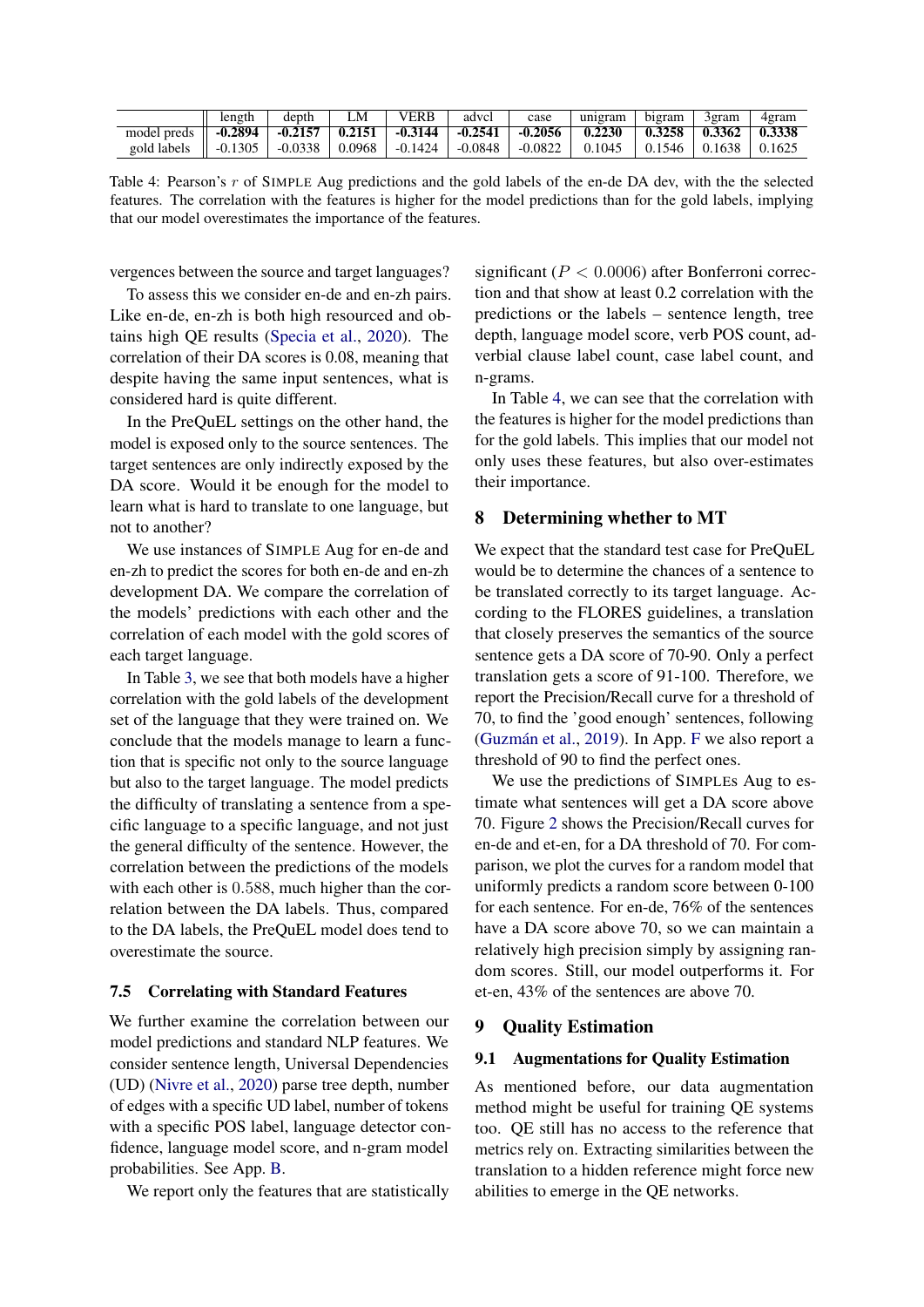|  | length | depth | LM | VERB | advcl | case | unigram | bigram | 3gram | 4gram |
|---|---|---|---|---|---|---|---|---|---|---|
| model preds | **-0.2894** | **-0.2157** | **0.2151** | **-0.3144** | **-0.2541** | **-0.2056** | **0.2230** | **0.3258** | **0.3362** | **0.3338** |
| gold labels | -0.1305 | -0.0338 | 0.0968 | -0.1424 | -0.0848 | -0.0822 | 0.1045 | 0.1546 | 0.1638 | 0.1625 |

Table 4: Pearson's $r$ of SIMPLE Aug predictions and the gold labels of the en-de DA dev, with the the selected features. The correlation with the features is higher for the model predictions than for the gold labels, implying that our model overestimates the importance of the features.

vergences between the source and target languages?

To assess this we consider en-de and en-zh pairs. Like en-de, en-zh is both high resourced and obtains high QE results (Specia et al., 2020). The correlation of their DA scores is 0.08, meaning that despite having the same input sentences, what is considered hard is quite different.

In the PreQuEL settings on the other hand, the model is exposed only to the source sentences. The target sentences are only indirectly exposed by the DA score. Would it be enough for the model to learn what is hard to translate to one language, but not to another?

We use instances of SIMPLE Aug for en-de and en-zh to predict the scores for both en-de and en-zh development DA. We compare the correlation of the models' predictions with each other and the correlation of each model with the gold scores of each target language.

In Table 3, we see that both models have a higher correlation with the gold labels of the development set of the language that they were trained on. We conclude that the models manage to learn a function that is specific not only to the source language but also to the target language. The model predicts the difficulty of translating a sentence from a specific language to a specific language, and not just the general difficulty of the sentence. However, the correlation between the predictions of the models with each other is $0.588$, much higher than the correlation between the DA labels. Thus, compared to the DA labels, the PreQuEL model does tend to overestimate the source.

### 7.5 Correlating with Standard Features

We further examine the correlation between our model predictions and standard NLP features. We consider sentence length, Universal Dependencies (UD) (Nivre et al., 2020) parse tree depth, number of edges with a specific UD label, number of tokens with a specific POS label, language detector confidence, language model score, and n-gram model probabilities. See App. B.

We report only the features that are statistically significant ($P < 0.0006$) after Bonferroni correction and that show at least 0.2 correlation with the predictions or the labels – sentence length, tree depth, language model score, verb POS count, adverbial clause label count, case label count, and n-grams.

In Table 4, we can see that the correlation with the features is higher for the model predictions than for the gold labels. This implies that our model not only uses these features, but also over-estimates their importance.

## 8 Determining whether to MT

We expect that the standard test case for PreQuEL would be to determine the chances of a sentence to be translated correctly to its target language. According to the FLORES guidelines, a translation that closely preserves the semantics of the source sentence gets a DA score of 70-90. Only a perfect translation gets a score of 91-100. Therefore, we report the Precision/Recall curve for a threshold of 70, to find the 'good enough' sentences, following (Guzmán et al., 2019). In App. F we also report a threshold of 90 to find the perfect ones.

We use the predictions of SIMPLEs Aug to estimate what sentences will get a DA score above 70. Figure 2 shows the Precision/Recall curves for en-de and et-en, for a DA threshold of 70. For comparison, we plot the curves for a random model that uniformly predicts a random score between 0-100 for each sentence. For en-de, 76% of the sentences have a DA score above 70, so we can maintain a relatively high precision simply by assigning random scores. Still, our model outperforms it. For et-en, 43% of the sentences are above 70.

## 9 Quality Estimation

### 9.1 Augmentations for Quality Estimation

As mentioned before, our data augmentation method might be useful for training QE systems too. QE still has no access to the reference that metrics rely on. Extracting similarities between the translation to a hidden reference might force new abilities to emerge in the QE networks.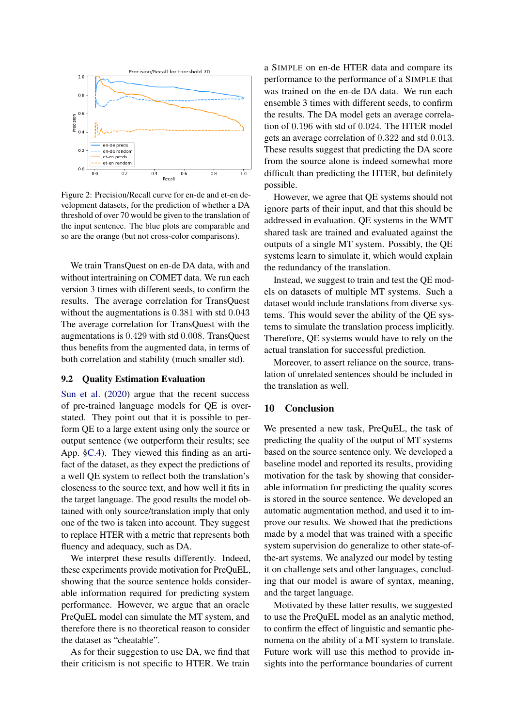Figure 2: Precision/Recall curve for en-de and et-en development datasets, for the prediction of whether a DA threshold of over 70 would be given to the translation of the input sentence. The blue plots are comparable and so are the orange (but not cross-color comparisons).

We train TransQuest on en-de DA data, with and without intertraining on COMET data. We run each version 3 times with different seeds, to confirm the results. The average correlation for TransQuest without the augmentations is 0.381 with std 0.043 The average correlation for TransQuest with the augmentations is 0.429 with std 0.008. TransQuest thus benefits from the augmented data, in terms of both correlation and stability (much smaller std).

## 9.2 Quality Estimation Evaluation

Sun et al. (2020) argue that the recent success of pre-trained language models for QE is overstated. They point out that it is possible to perform QE to a large extent using only the source or output sentence (we outperform their results; see App. §C.4). They viewed this finding as an artifact of the dataset, as they expect the predictions of a well QE system to reflect both the translation's closeness to the source text, and how well it fits in the target language. The good results the model obtained with only source/translation imply that only one of the two is taken into account. They suggest to replace HTER with a metric that represents both fluency and adequacy, such as DA.

We interpret these results differently. Indeed, these experiments provide motivation for PreQuEL, showing that the source sentence holds considerable information required for predicting system performance. However, we argue that an oracle PreQuEL model can simulate the MT system, and therefore there is no theoretical reason to consider the dataset as "cheatable".

As for their suggestion to use DA, we find that their criticism is not specific to HTER. We train a SIMPLE on en-de HTER data and compare its performance to the performance of a SIMPLE that was trained on the en-de DA data. We run each ensemble 3 times with different seeds, to confirm the results. The DA model gets an average correlation of 0.196 with std of 0.024. The HTER model gets an average correlation of 0.322 and std 0.013. These results suggest that predicting the DA score from the source alone is indeed somewhat more difficult than predicting the HTER, but definitely possible.

However, we agree that QE systems should not ignore parts of their input, and that this should be addressed in evaluation. QE systems in the WMT shared task are trained and evaluated against the outputs of a single MT system. Possibly, the QE systems learn to simulate it, which would explain the redundancy of the translation.

Instead, we suggest to train and test the QE models on datasets of multiple MT systems. Such a dataset would include translations from diverse systems. This would sever the ability of the QE systems to simulate the translation process implicitly. Therefore, QE systems would have to rely on the actual translation for successful prediction.

Moreover, to assert reliance on the source, translation of unrelated sentences should be included in the translation as well.

# 10 Conclusion

We presented a new task, PreQuEL, the task of predicting the quality of the output of MT systems based on the source sentence only. We developed a baseline model and reported its results, providing motivation for the task by showing that considerable information for predicting the quality scores is stored in the source sentence. We developed an automatic augmentation method, and used it to improve our results. We showed that the predictions made by a model that was trained with a specific system supervision do generalize to other state-of-the-art systems. We analyzed our model by testing it on challenge sets and other languages, concluding that our model is aware of syntax, meaning, and the target language.

Motivated by these latter results, we suggested to use the PreQuEL model as an analytic method, to confirm the effect of linguistic and semantic phenomena on the ability of a MT system to translate. Future work will use this method to provide insights into the performance boundaries of current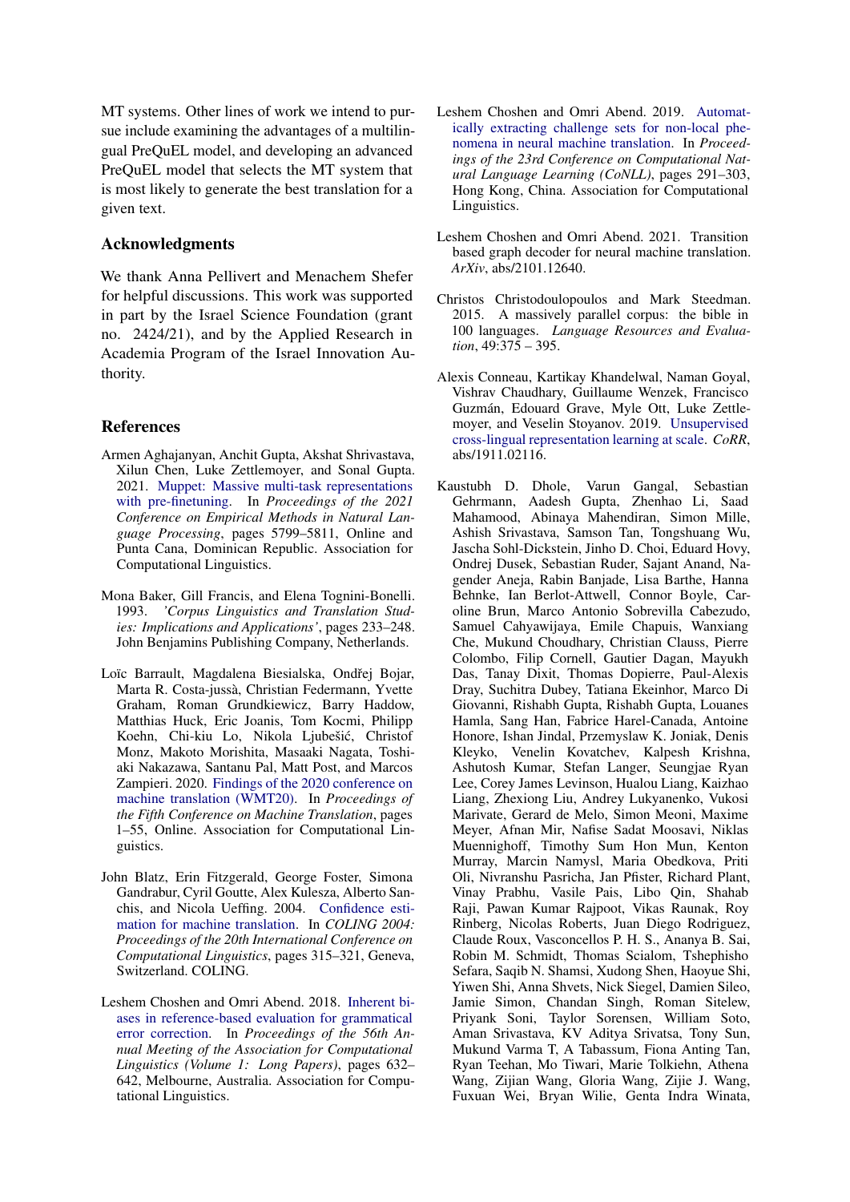MT systems. Other lines of work we intend to pursue include examining the advantages of a multilingual PreQuEL model, and developing an advanced PreQuEL model that selects the MT system that is most likely to generate the best translation for a given text.

## Acknowledgments

We thank Anna Pellivert and Menachem Shefer for helpful discussions. This work was supported in part by the Israel Science Foundation (grant no. 2424/21), and by the Applied Research in Academia Program of the Israel Innovation Authority.

## References

Armen Aghajanyan, Anchit Gupta, Akshat Shrivastava, Xilun Chen, Luke Zettlemoyer, and Sonal Gupta. 2021. Muppet: Massive multi-task representations with pre-finetuning. In *Proceedings of the 2021 Conference on Empirical Methods in Natural Language Processing*, pages 5799–5811, Online and Punta Cana, Dominican Republic. Association for Computational Linguistics.

Mona Baker, Gill Francis, and Elena Tognini-Bonelli. 1993. *'Corpus Linguistics and Translation Studies: Implications and Applications'*, pages 233–248. John Benjamins Publishing Company, Netherlands.

Loïc Barrault, Magdalena Biesialska, Ondřej Bojar, Marta R. Costa-jussà, Christian Federmann, Yvette Graham, Roman Grundkiewicz, Barry Haddow, Matthias Huck, Eric Joanis, Tom Kocmi, Philipp Koehn, Chi-kiu Lo, Nikola Ljubešić, Christof Monz, Makoto Morishita, Masaaki Nagata, Toshiaki Nakazawa, Santanu Pal, Matt Post, and Marcos Zampieri. 2020. Findings of the 2020 conference on machine translation (WMT20). In *Proceedings of the Fifth Conference on Machine Translation*, pages 1–55, Online. Association for Computational Linguistics.

John Blatz, Erin Fitzgerald, George Foster, Simona Gandrabur, Cyril Goutte, Alex Kulesza, Alberto Sanchis, and Nicola Ueffing. 2004. Confidence estimation for machine translation. In *COLING 2004: Proceedings of the 20th International Conference on Computational Linguistics*, pages 315–321, Geneva, Switzerland. COLING.

Leshem Choshen and Omri Abend. 2018. Inherent biases in reference-based evaluation for grammatical error correction. In *Proceedings of the 56th Annual Meeting of the Association for Computational Linguistics (Volume 1: Long Papers)*, pages 632–642, Melbourne, Australia. Association for Computational Linguistics.

Leshem Choshen and Omri Abend. 2019. Automatically extracting challenge sets for non-local phenomena in neural machine translation. In *Proceedings of the 23rd Conference on Computational Natural Language Learning (CoNLL)*, pages 291–303, Hong Kong, China. Association for Computational Linguistics.

Leshem Choshen and Omri Abend. 2021. Transition based graph decoder for neural machine translation. *ArXiv*, abs/2101.12640.

Christos Christodoulopoulos and Mark Steedman. 2015. A massively parallel corpus: the bible in 100 languages. *Language Resources and Evaluation*, 49:375 – 395.

Alexis Conneau, Kartikay Khandelwal, Naman Goyal, Vishrav Chaudhary, Guillaume Wenzek, Francisco Guzmán, Edouard Grave, Myle Ott, Luke Zettlemoyer, and Veselin Stoyanov. 2019. Unsupervised cross-lingual representation learning at scale. *CoRR*, abs/1911.02116.

Kaustubh D. Dhole, Varun Gangal, Sebastian Gehrmann, Aadesh Gupta, Zhenhao Li, Saad Mahamood, Abinaya Mahendiran, Simon Mille, Ashish Srivastava, Samson Tan, Tongshuang Wu, Jascha Sohl-Dickstein, Jinho D. Choi, Eduard Hovy, Ondrej Dusek, Sebastian Ruder, Sajant Anand, Nagender Aneja, Rabin Banjade, Lisa Barthe, Hanna Behnke, Ian Berlot-Attwell, Connor Boyle, Caroline Brun, Marco Antonio Sobrevilla Cabezudo, Samuel Cahyawijaya, Emile Chapuis, Wanxiang Che, Mukund Choudhary, Christian Clauss, Pierre Colombo, Filip Cornell, Gautier Dagan, Mayukh Das, Tanay Dixit, Thomas Dopierre, Paul-Alexis Dray, Suchitra Dubey, Tatiana Ekeinhor, Marco Di Giovanni, Rishabh Gupta, Rishabh Gupta, Louanes Hamla, Sang Han, Fabrice Harel-Canada, Antoine Honore, Ishan Jindal, Przemyslaw K. Joniak, Denis Kleyko, Venelin Kovatchev, Kalpesh Krishna, Ashutosh Kumar, Stefan Langer, Seungjae Ryan Lee, Corey James Levinson, Hualou Liang, Kaizhao Liang, Zhexiong Liu, Andrey Lukyanenko, Vukosi Marivate, Gerard de Melo, Simon Meoni, Maxime Meyer, Afnan Mir, Nafise Sadat Moosavi, Niklas Muennighoff, Timothy Sum Hon Mun, Kenton Murray, Marcin Namysl, Maria Obedkova, Priti Oli, Nivranshu Pasricha, Jan Pfister, Richard Plant, Vinay Prabhu, Vasile Pais, Libo Qin, Shahab Raji, Pawan Kumar Rajpoot, Vikas Raunak, Roy Rinberg, Nicolas Roberts, Juan Diego Rodriguez, Claude Roux, Vasconcellos P. H. S., Ananya B. Sai, Robin M. Schmidt, Thomas Scialom, Tshephisho Sefara, Saqib N. Shamsi, Xudong Shen, Haoyue Shi, Yiwen Shi, Anna Shvets, Nick Siegel, Damien Sileo, Jamie Simon, Chandan Singh, Roman Sitelew, Priyank Soni, Taylor Sorensen, William Soto, Aman Srivastava, KV Aditya Srivatsa, Tony Sun, Mukund Varma T, A Tabassum, Fiona Anting Tan, Ryan Teehan, Mo Tiwari, Marie Tolkiehn, Athena Wang, Zijian Wang, Gloria Wang, Zijie J. Wang, Fuxuan Wei, Bryan Wilie, Genta Indra Winata,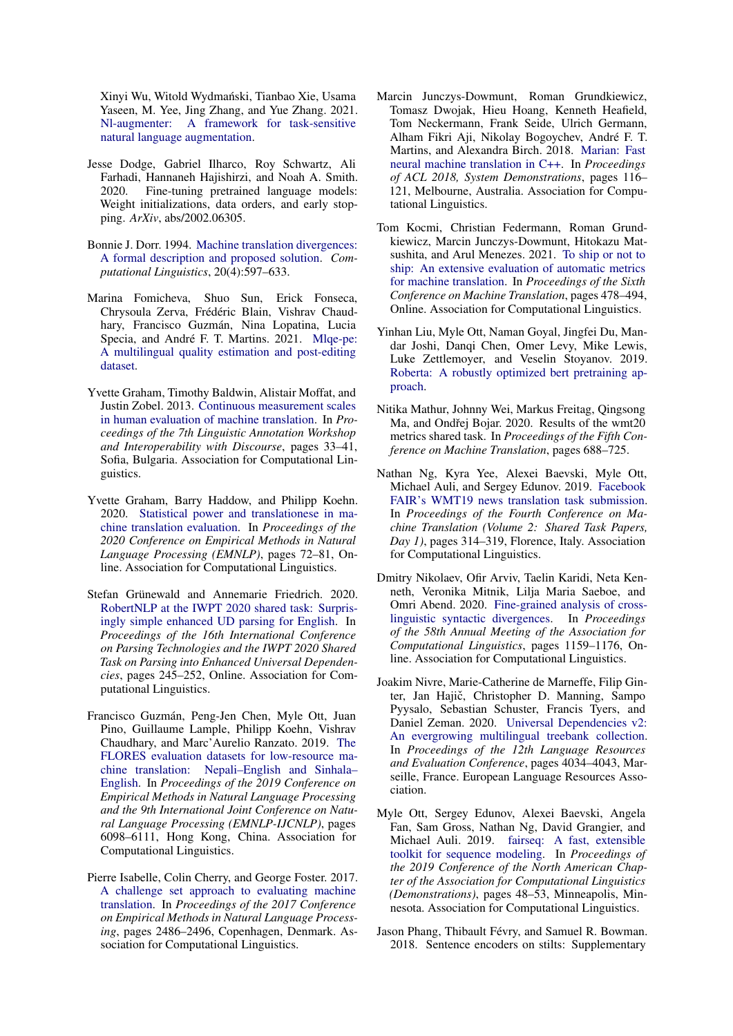Xinyi Wu, Witold Wydmański, Tianbao Xie, Usama Yaseen, M. Yee, Jing Zhang, and Yue Zhang. 2021. Nl-augmenter: A framework for task-sensitive natural language augmentation.

Jesse Dodge, Gabriel Ilharco, Roy Schwartz, Ali Farhadi, Hannaneh Hajishirzi, and Noah A. Smith. 2020. Fine-tuning pretrained language models: Weight initializations, data orders, and early stopping. *ArXiv*, abs/2002.06305.

Bonnie J. Dorr. 1994. Machine translation divergences: A formal description and proposed solution. *Computational Linguistics*, 20(4):597–633.

Marina Fomicheva, Shuo Sun, Erick Fonseca, Chrysoula Zerva, Frédéric Blain, Vishrav Chaudhary, Francisco Guzmán, Nina Lopatina, Lucia Specia, and André F. T. Martins. 2021. Mlqe-pe: A multilingual quality estimation and post-editing dataset.

Yvette Graham, Timothy Baldwin, Alistair Moffat, and Justin Zobel. 2013. Continuous measurement scales in human evaluation of machine translation. In *Proceedings of the 7th Linguistic Annotation Workshop and Interoperability with Discourse*, pages 33–41, Sofia, Bulgaria. Association for Computational Linguistics.

Yvette Graham, Barry Haddow, and Philipp Koehn. 2020. Statistical power and translationese in machine translation evaluation. In *Proceedings of the 2020 Conference on Empirical Methods in Natural Language Processing (EMNLP)*, pages 72–81, Online. Association for Computational Linguistics.

Stefan Grünewald and Annemarie Friedrich. 2020. RobertNLP at the IWPT 2020 shared task: Surprisingly simple enhanced UD parsing for English. In *Proceedings of the 16th International Conference on Parsing Technologies and the IWPT 2020 Shared Task on Parsing into Enhanced Universal Dependencies*, pages 245–252, Online. Association for Computational Linguistics.

Francisco Guzmán, Peng-Jen Chen, Myle Ott, Juan Pino, Guillaume Lample, Philipp Koehn, Vishrav Chaudhary, and Marc'Aurelio Ranzato. 2019. The FLORES evaluation datasets for low-resource machine translation: Nepali–English and Sinhala–English. In *Proceedings of the 2019 Conference on Empirical Methods in Natural Language Processing and the 9th International Joint Conference on Natural Language Processing (EMNLP-IJCNLP)*, pages 6098–6111, Hong Kong, China. Association for Computational Linguistics.

Pierre Isabelle, Colin Cherry, and George Foster. 2017. A challenge set approach to evaluating machine translation. In *Proceedings of the 2017 Conference on Empirical Methods in Natural Language Processing*, pages 2486–2496, Copenhagen, Denmark. Association for Computational Linguistics.

Marcin Junczys-Dowmunt, Roman Grundkiewicz, Tomasz Dwojak, Hieu Hoang, Kenneth Heafield, Tom Neckermann, Frank Seide, Ulrich Germann, Alham Fikri Aji, Nikolay Bogoychev, André F. T. Martins, and Alexandra Birch. 2018. Marian: Fast neural machine translation in C++. In *Proceedings of ACL 2018, System Demonstrations*, pages 116–121, Melbourne, Australia. Association for Computational Linguistics.

Tom Kocmi, Christian Federmann, Roman Grundkiewicz, Marcin Junczys-Dowmunt, Hitokazu Matsushita, and Arul Menezes. 2021. To ship or not to ship: An extensive evaluation of automatic metrics for machine translation. In *Proceedings of the Sixth Conference on Machine Translation*, pages 478–494, Online. Association for Computational Linguistics.

Yinhan Liu, Myle Ott, Naman Goyal, Jingfei Du, Mandar Joshi, Danqi Chen, Omer Levy, Mike Lewis, Luke Zettlemoyer, and Veselin Stoyanov. 2019. Roberta: A robustly optimized bert pretraining approach.

Nitika Mathur, Johnny Wei, Markus Freitag, Qingsong Ma, and Ondřej Bojar. 2020. Results of the wmt20 metrics shared task. In *Proceedings of the Fifth Conference on Machine Translation*, pages 688–725.

Nathan Ng, Kyra Yee, Alexei Baevski, Myle Ott, Michael Auli, and Sergey Edunov. 2019. Facebook FAIR's WMT19 news translation task submission. In *Proceedings of the Fourth Conference on Machine Translation (Volume 2: Shared Task Papers, Day 1)*, pages 314–319, Florence, Italy. Association for Computational Linguistics.

Dmitry Nikolaev, Ofir Arviv, Taelin Karidi, Neta Kenneth, Veronika Mitnik, Lilja Maria Saeboe, and Omri Abend. 2020. Fine-grained analysis of cross-linguistic syntactic divergences. In *Proceedings of the 58th Annual Meeting of the Association for Computational Linguistics*, pages 1159–1176, Online. Association for Computational Linguistics.

Joakim Nivre, Marie-Catherine de Marneffe, Filip Ginter, Jan Hajič, Christopher D. Manning, Sampo Pyysalo, Sebastian Schuster, Francis Tyers, and Daniel Zeman. 2020. Universal Dependencies v2: An evergrowing multilingual treebank collection. In *Proceedings of the 12th Language Resources and Evaluation Conference*, pages 4034–4043, Marseille, France. European Language Resources Association.

Myle Ott, Sergey Edunov, Alexei Baevski, Angela Fan, Sam Gross, Nathan Ng, David Grangier, and Michael Auli. 2019. fairseq: A fast, extensible toolkit for sequence modeling. In *Proceedings of the 2019 Conference of the North American Chapter of the Association for Computational Linguistics (Demonstrations)*, pages 48–53, Minneapolis, Minnesota. Association for Computational Linguistics.

Jason Phang, Thibault Févry, and Samuel R. Bowman. 2018. Sentence encoders on stilts: Supplementary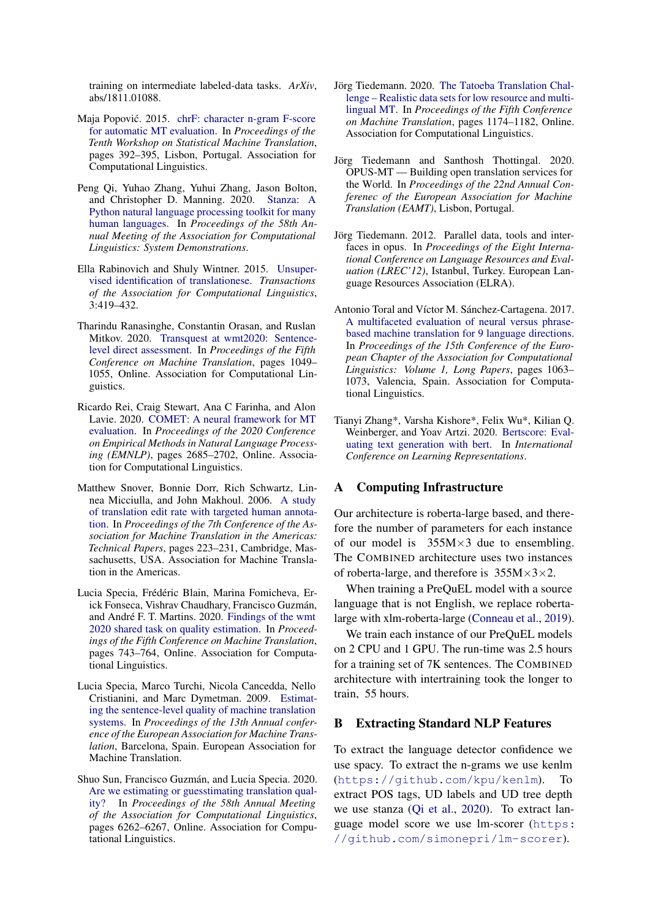training on intermediate labeled-data tasks. *ArXiv*, abs/1811.01088.

Maja Popović. 2015. chrF: character n-gram F-score for automatic MT evaluation. In *Proceedings of the Tenth Workshop on Statistical Machine Translation*, pages 392–395, Lisbon, Portugal. Association for Computational Linguistics.

Peng Qi, Yuhao Zhang, Yuhui Zhang, Jason Bolton, and Christopher D. Manning. 2020. Stanza: A Python natural language processing toolkit for many human languages. In *Proceedings of the 58th Annual Meeting of the Association for Computational Linguistics: System Demonstrations*.

Ella Rabinovich and Shuly Wintner. 2015. Unsupervised identification of translationese. *Transactions of the Association for Computational Linguistics*, 3:419–432.

Tharindu Ranasinghe, Constantin Orasan, and Ruslan Mitkov. 2020. Transquest at wmt2020: Sentence-level direct assessment. In *Proceedings of the Fifth Conference on Machine Translation*, pages 1049–1055, Online. Association for Computational Linguistics.

Ricardo Rei, Craig Stewart, Ana C Farinha, and Alon Lavie. 2020. COMET: A neural framework for MT evaluation. In *Proceedings of the 2020 Conference on Empirical Methods in Natural Language Processing (EMNLP)*, pages 2685–2702, Online. Association for Computational Linguistics.

Matthew Snover, Bonnie Dorr, Rich Schwartz, Linnea Micciulla, and John Makhoul. 2006. A study of translation edit rate with targeted human annotation. In *Proceedings of the 7th Conference of the Association for Machine Translation in the Americas: Technical Papers*, pages 223–231, Cambridge, Massachusetts, USA. Association for Machine Translation in the Americas.

Lucia Specia, Frédéric Blain, Marina Fomicheva, Erick Fonseca, Vishrav Chaudhary, Francisco Guzmán, and André F. T. Martins. 2020. Findings of the wmt 2020 shared task on quality estimation. In *Proceedings of the Fifth Conference on Machine Translation*, pages 743–764, Online. Association for Computational Linguistics.

Lucia Specia, Marco Turchi, Nicola Cancedda, Nello Cristianini, and Marc Dymetman. 2009. Estimating the sentence-level quality of machine translation systems. In *Proceedings of the 13th Annual conference of the European Association for Machine Translation*, Barcelona, Spain. European Association for Machine Translation.

Shuo Sun, Francisco Guzmán, and Lucia Specia. 2020. Are we estimating or guesstimating translation quality? In *Proceedings of the 58th Annual Meeting of the Association for Computational Linguistics*, pages 6262–6267, Online. Association for Computational Linguistics.

Jörg Tiedemann. 2020. The Tatoeba Translation Challenge – Realistic data sets for low resource and multilingual MT. In *Proceedings of the Fifth Conference on Machine Translation*, pages 1174–1182, Online. Association for Computational Linguistics.

Jörg Tiedemann and Santhosh Thottingal. 2020. OPUS-MT — Building open translation services for the World. In *Proceedings of the 22nd Annual Conferenc of the European Association for Machine Translation (EAMT)*, Lisbon, Portugal.

Jörg Tiedemann. 2012. Parallel data, tools and interfaces in opus. In *Proceedings of the Eight International Conference on Language Resources and Evaluation (LREC'12)*, Istanbul, Turkey. European Language Resources Association (ELRA).

Antonio Toral and Víctor M. Sánchez-Cartagena. 2017. A multifaceted evaluation of neural versus phrase-based machine translation for 9 language directions. In *Proceedings of the 15th Conference of the European Chapter of the Association for Computational Linguistics: Volume 1, Long Papers*, pages 1063–1073, Valencia, Spain. Association for Computational Linguistics.

Tianyi Zhang*, Varsha Kishore*, Felix Wu*, Kilian Q. Weinberger, and Yoav Artzi. 2020. Bertscore: Evaluating text generation with bert. In *International Conference on Learning Representations*.

## A Computing Infrastructure

Our architecture is roberta-large based, and therefore the number of parameters for each instance of our model is $355M\times3$ due to ensembling. The COMBINED architecture uses two instances of roberta-large, and therefore is $355M\times3\times2$.

When training a PreQuEL model with a source language that is not English, we replace roberta-large with xlm-roberta-large (Conneau et al., 2019).

We train each instance of our PreQuEL models on 2 CPU and 1 GPU. The run-time was 2.5 hours for a training set of 7K sentences. The COMBINED architecture with intertraining took the longer to train, 55 hours.

## B Extracting Standard NLP Features

To extract the language detector confidence we use spacy. To extract the n-grams we use kenlm (https://github.com/kpu/kenlm). To extract POS tags, UD labels and UD tree depth we use stanza (Qi et al., 2020). To extract language model score we use lm-scorer (https://github.com/simonepri/lm-scorer).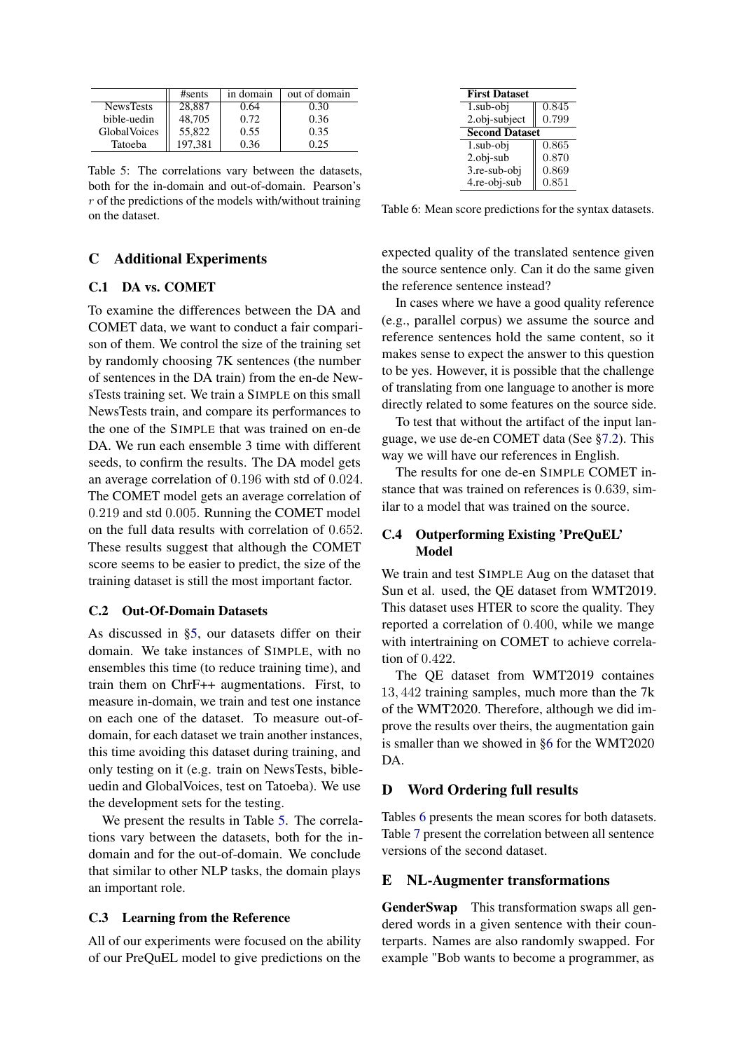|  | #sents | in domain | out of domain |
|---|---|---|---|
| NewsTests | 28,887 | 0.64 | 0.30 |
| bible-uedin | 48,705 | 0.72 | 0.36 |
| GlobalVoices | 55,822 | 0.55 | 0.35 |
| Tatoeba | 197,381 | 0.36 | 0.25 |

Table 5: The correlations vary between the datasets, both for the in-domain and out-of-domain. Pearson's $r$ of the predictions of the models with/without training on the dataset.

| **First Dataset** |  |
|---|---|
| 1.sub-obj | 0.845 |
| 2.obj-subject | 0.799 |
| **Second Dataset** |  |
| 1.sub-obj | 0.865 |
| 2.obj-sub | 0.870 |
| 3.re-sub-obj | 0.869 |
| 4.re-obj-sub | 0.851 |

Table 6: Mean score predictions for the syntax datasets.

## C Additional Experiments

### C.1 DA vs. COMET

To examine the differences between the DA and COMET data, we want to conduct a fair comparison of them. We control the size of the training set by randomly choosing 7K sentences (the number of sentences in the DA train) from the en-de NewsTests training set. We train a SIMPLE on this small NewsTests train, and compare its performances to the one of the SIMPLE that was trained on en-de DA. We run each ensemble 3 time with different seeds, to confirm the results. The DA model gets an average correlation of $0.196$ with std of $0.024$. The COMET model gets an average correlation of $0.219$ and std $0.005$. Running the COMET model on the full data results with correlation of $0.652$. These results suggest that although the COMET score seems to be easier to predict, the size of the training dataset is still the most important factor.

### C.2 Out-Of-Domain Datasets

As discussed in §5, our datasets differ on their domain. We take instances of SIMPLE, with no ensembles this time (to reduce training time), and train them on ChrF++ augmentations. First, to measure in-domain, we train and test one instance on each one of the dataset. To measure out-of-domain, for each dataset we train another instances, this time avoiding this dataset during training, and only testing on it (e.g. train on NewsTests, bible-uedin and GlobalVoices, test on Tatoeba). We use the development sets for the testing.

We present the results in Table 5. The correlations vary between the datasets, both for the in-domain and for the out-of-domain. We conclude that similar to other NLP tasks, the domain plays an important role.

### C.3 Learning from the Reference

All of our experiments were focused on the ability of our PreQuEL model to give predictions on the expected quality of the translated sentence given the source sentence only. Can it do the same given the reference sentence instead?

In cases where we have a good quality reference (e.g., parallel corpus) we assume the source and reference sentences hold the same content, so it makes sense to expect the answer to this question to be yes. However, it is possible that the challenge of translating from one language to another is more directly related to some features on the source side.

To test that without the artifact of the input language, we use de-en COMET data (See §7.2). This way we will have our references in English.

The results for one de-en SIMPLE COMET instance that was trained on references is $0.639$, similar to a model that was trained on the source.

### C.4 Outperforming Existing 'PreQuEL' Model

We train and test SIMPLE Aug on the dataset that Sun et al. used, the QE dataset from WMT2019. This dataset uses HTER to score the quality. They reported a correlation of $0.400$, while we mange with intertraining on COMET to achieve correlation of $0.422$.

The QE dataset from WMT2019 containes $13,442$ training samples, much more than the 7k of the WMT2020. Therefore, although we did improve the results over theirs, the augmentation gain is smaller than we showed in §6 for the WMT2020 DA.

## D Word Ordering full results

Tables 6 presents the mean scores for both datasets. Table 7 present the correlation between all sentence versions of the second dataset.

## E NL-Augmenter transformations

**GenderSwap** This transformation swaps all gendered words in a given sentence with their counterparts. Names are also randomly swapped. For example "Bob wants to become a programmer, as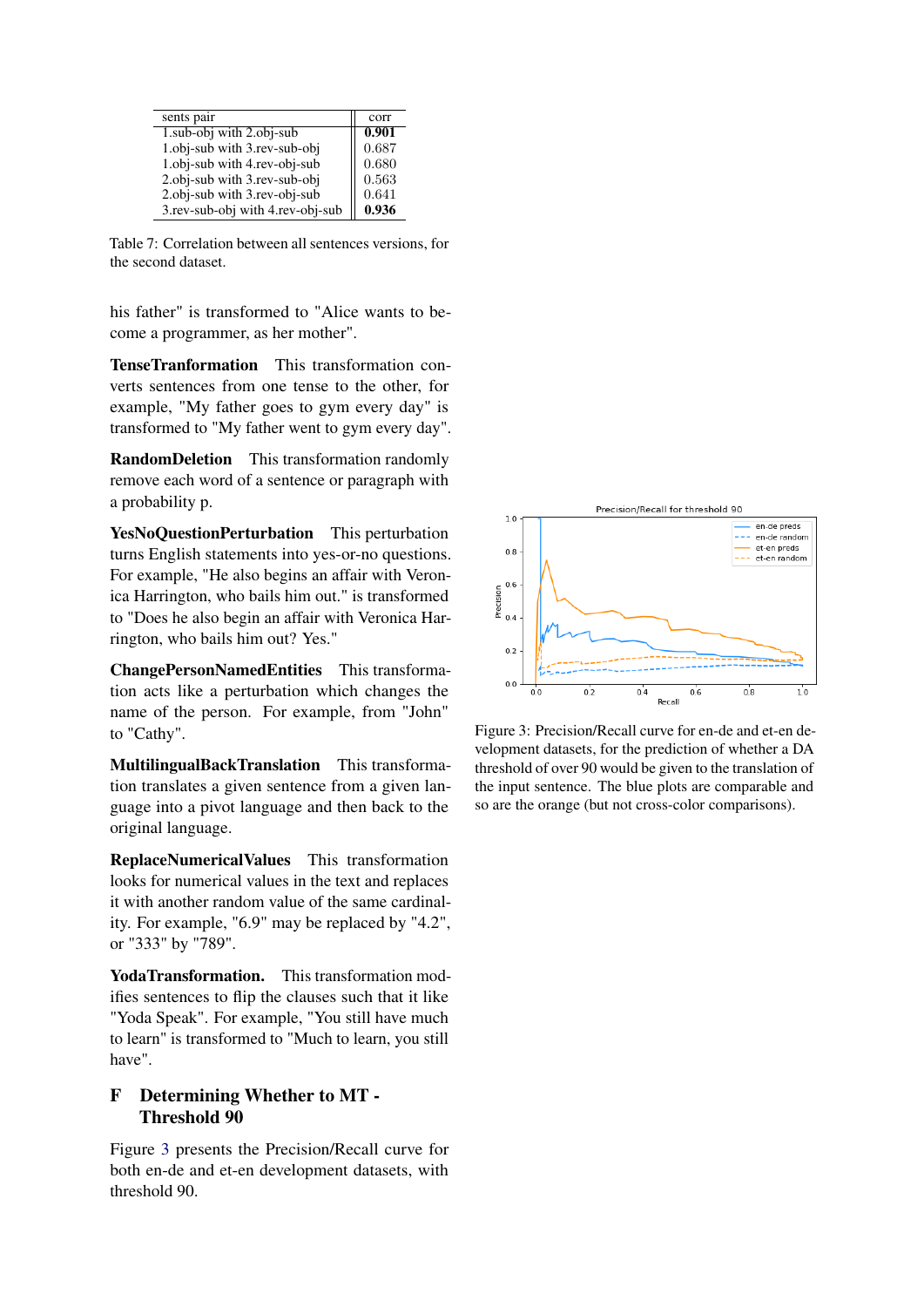| sents pair | corr |
|---|---|
| 1.sub-obj with 2.obj-sub | **0.901** |
| 1.obj-sub with 3.rev-sub-obj | 0.687 |
| 1.obj-sub with 4.rev-obj-sub | 0.680 |
| 2.obj-sub with 3.rev-sub-obj | 0.563 |
| 2.obj-sub with 3.rev-obj-sub | 0.641 |
| 3.rev-sub-obj with 4.rev-obj-sub | **0.936** |

Table 7: Correlation between all sentences versions, for the second dataset.

his father" is transformed to "Alice wants to become a programmer, as her mother".

**TenseTranformation** This transformation converts sentences from one tense to the other, for example, "My father goes to gym every day" is transformed to "My father went to gym every day".

**RandomDeletion** This transformation randomly remove each word of a sentence or paragraph with a probability p.

**YesNoQuestionPerturbation** This perturbation turns English statements into yes-or-no questions. For example, "He also begins an affair with Veronica Harrington, who bails him out." is transformed to "Does he also begin an affair with Veronica Harrington, who bails him out? Yes."

**ChangePersonNamedEntities** This transformation acts like a perturbation which changes the name of the person. For example, from "John" to "Cathy".

**MultilingualBackTranslation** This transformation translates a given sentence from a given language into a pivot language and then back to the original language.

**ReplaceNumericalValues** This transformation looks for numerical values in the text and replaces it with another random value of the same cardinality. For example, "6.9" may be replaced by "4.2", or "333" by "789".

**YodaTransformation.** This transformation modifies sentences to flip the clauses such that it like "Yoda Speak". For example, "You still have much to learn" is transformed to "Much to learn, you still have".

## F Determining Whether to MT - Threshold 90

Figure 3 presents the Precision/Recall curve for both en-de and et-en development datasets, with threshold 90.

Precision/Recall for threshold 90

Precision

Recall

en-de preds
en-de random
et-en preds
et-en random

1.0
0.8
0.6
0.4
0.2
0.0

0.0 0.2 0.4 0.6 0.8 1.0

Figure 3: Precision/Recall curve for en-de and et-en development datasets, for the prediction of whether a DA threshold of over 90 would be given to the translation of the input sentence. The blue plots are comparable and so are the orange (but not cross-color comparisons).